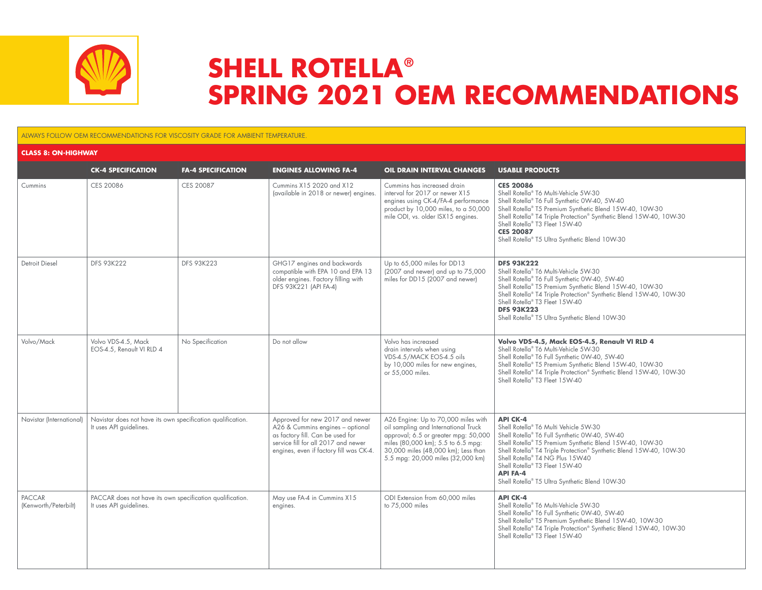# SHELL ROTELLA®
# SPRING 2021 OEM RECOMMENDATIONS

ALWAYS FOLLOW OEM RECOMMENDATIONS FOR VISCOSITY GRADE FOR AMBIENT TEMPERATURE.

**CLASS 8: ON-HIGHWAY**

| | CK-4 SPECIFICATION | FA-4 SPECIFICATION | ENGINES ALLOWING FA-4 | OIL DRAIN INTERVAL CHANGES | USABLE PRODUCTS |
|---|---|---|---|---|---|
| Cummins | CES 20086 | CES 20087 | Cummins X15 2020 and X12 (available in 2018 or newer) engines. | Cummins has increased drain interval for 2017 or newer X15 engines using CK-4/FA-4 performance product by 10,000 miles, to a 50,000 mile ODI, vs. older ISX15 engines. | **CES 20086**<br>Shell Rotella® T6 Multi-Vehicle 5W-30<br>Shell Rotella® T6 Full Synthetic 0W-40, 5W-40<br>Shell Rotella® T5 Premium Synthetic Blend 15W-40, 10W-30<br>Shell Rotella® T4 Triple Protection® Synthetic Blend 15W-40, 10W-30<br>Shell Rotella® T3 Fleet 15W-40<br>**CES 20087**<br>Shell Rotella® T5 Ultra Synthetic Blend 10W-30 |
| Detroit Diesel | DFS 93K222 | DFS 93K223 | GHG17 engines and backwards compatible with EPA 10 and EPA 13 older engines. Factory filling with DFS 93K221 (API FA-4) | Up to 65,000 miles for DD13 (2007 and newer) and up to 75,000 miles for DD15 (2007 and newer) | **DFS 93K222**<br>Shell Rotella® T6 Multi-Vehicle 5W-30<br>Shell Rotella® T6 Full Synthetic 0W-40, 5W-40<br>Shell Rotella® T5 Premium Synthetic Blend 15W-40, 10W-30<br>Shell Rotella® T4 Triple Protection® Synthetic Blend 15W-40, 10W-30<br>Shell Rotella® T3 Fleet 15W-40<br>**DFS 93K223**<br>Shell Rotella® T5 Ultra Synthetic Blend 10W-30 |
| Volvo/Mack | Volvo VDS-4.5, Mack EOS-4.5, Renault VI RLD 4 | No Specification | Do not allow | Volvo has increased drain intervals when using VDS-4.5/MACK EOS-4.5 oils by 10,000 miles for new engines, or 55,000 miles. | **Volvo VDS-4.5, Mack EOS-4.5, Renault VI RLD 4**<br>Shell Rotella® T6 Multi-Vehicle 5W-30<br>Shell Rotella® T6 Full Synthetic 0W-40, 5W-40<br>Shell Rotella® T5 Premium Synthetic Blend 15W-40, 10W-30<br>Shell Rotella® T4 Triple Protection® Synthetic Blend 15W-40, 10W-30<br>Shell Rotella® T3 Fleet 15W-40 |
| Navistar (International) | Navistar does not have its own specification qualification. It uses API guidelines. | | Approved for new 2017 and newer A26 & Cummins engines – optional as factory fill. Can be used for service fill for all 2017 and newer engines, even if factory fill was CK-4. | A26 Engine: Up to 70,000 miles with oil sampling and International Truck approval; 6.5 or greater mpg: 50,000 miles (80,000 km); 5.5 to 6.5 mpg: 30,000 miles (48,000 km); Less than 5.5 mpg: 20,000 miles (32,000 km) | **API CK-4**<br>Shell Rotella® T6 Multi Vehicle 5W-30<br>Shell Rotella® T6 Full Synthetic 0W-40, 5W-40<br>Shell Rotella® T5 Premium Synthetic Blend 15W-40, 10W-30<br>Shell Rotella® T4 Triple Protection® Synthetic Blend 15W-40, 10W-30<br>Shell Rotella® T4 NG Plus 15W40<br>Shell Rotella® T3 Fleet 15W-40<br>**API FA-4**<br>Shell Rotella® T5 Ultra Synthetic Blend 10W-30 |
| PACCAR (Kenworth/Peterbilt) | PACCAR does not have its own specification qualification. It uses API guidelines. | | May use FA-4 in Cummins X15 engines. | ODI Extension from 60,000 miles to 75,000 miles | **API CK-4**<br>Shell Rotella® T6 Multi-Vehicle 5W-30<br>Shell Rotella® T6 Full Synthetic 0W-40, 5W-40<br>Shell Rotella® T5 Premium Synthetic Blend 15W-40, 10W-30<br>Shell Rotella® T4 Triple Protection® Synthetic Blend 15W-40, 10W-30<br>Shell Rotella® T3 Fleet 15W-40 |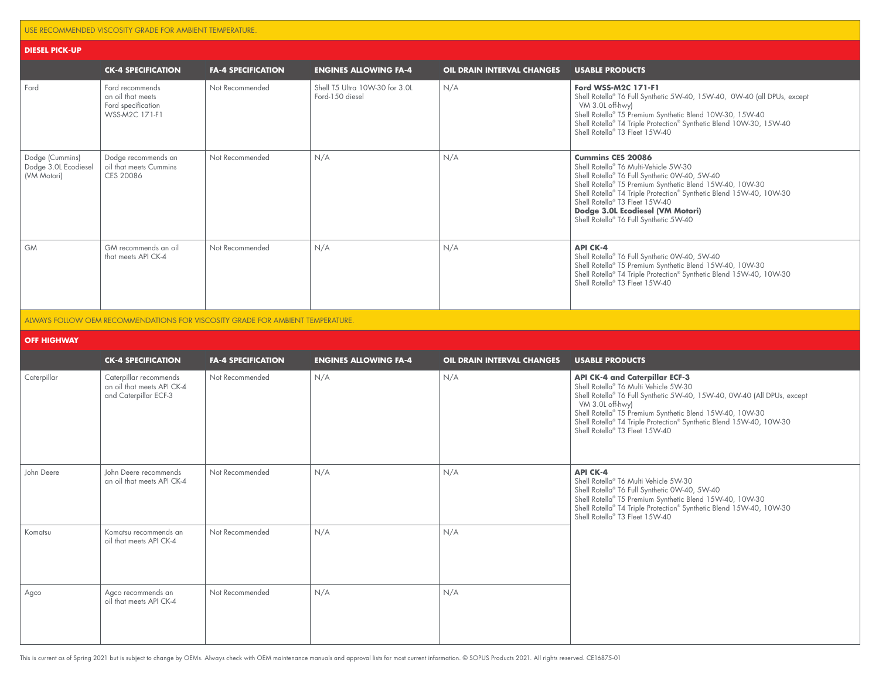USE RECOMMENDED VISCOSITY GRADE FOR AMBIENT TEMPERATURE.

## DIESEL PICK-UP

| | CK-4 SPECIFICATION | FA-4 SPECIFICATION | ENGINES ALLOWING FA-4 | OIL DRAIN INTERVAL CHANGES | USABLE PRODUCTS |
|---|---|---|---|---|---|
| Ford | Ford recommends an oil that meets Ford specification WSS-M2C 171-F1 | Not Recommended | Shell T5 Ultra 10W-30 for 3.0L Ford-150 diesel | N/A | **Ford WSS-M2C 171-F1**<br>Shell Rotella® T6 Full Synthetic 5W-40, 15W-40, 0W-40 (all DPUs, except VM 3.0L off-hwy)<br>Shell Rotella® T5 Premium Synthetic Blend 10W-30, 15W-40<br>Shell Rotella® T4 Triple Protection® Synthetic Blend 10W-30, 15W-40<br>Shell Rotella® T3 Fleet 15W-40 |
| Dodge (Cummins) Dodge 3.0L Ecodiesel (VM Motori) | Dodge recommends an oil that meets Cummins CES 20086 | Not Recommended | N/A | N/A | **Cummins CES 20086**<br>Shell Rotella® T6 Multi-Vehicle 5W-30<br>Shell Rotella® T6 Full Synthetic 0W-40, 5W-40<br>Shell Rotella® T5 Premium Synthetic Blend 15W-40, 10W-30<br>Shell Rotella® T4 Triple Protection® Synthetic Blend 15W-40, 10W-30<br>Shell Rotella® T3 Fleet 15W-40<br>**Dodge 3.0L Ecodiesel (VM Motori)**<br>Shell Rotella® T6 Full Synthetic 5W-40 |
| GM | GM recommends an oil that meets API CK-4 | Not Recommended | N/A | N/A | **API CK-4**<br>Shell Rotella® T6 Full Synthetic 0W-40, 5W-40<br>Shell Rotella® T5 Premium Synthetic Blend 15W-40, 10W-30<br>Shell Rotella® T4 Triple Protection® Synthetic Blend 15W-40, 10W-30<br>Shell Rotella® T3 Fleet 15W-40 |

ALWAYS FOLLOW OEM RECOMMENDATIONS FOR VISCOSITY GRADE FOR AMBIENT TEMPERATURE.

## OFF HIGHWAY

| | CK-4 SPECIFICATION | FA-4 SPECIFICATION | ENGINES ALLOWING FA-4 | OIL DRAIN INTERVAL CHANGES | USABLE PRODUCTS |
|---|---|---|---|---|---|
| Caterpillar | Caterpillar recommends an oil that meets API CK-4 and Caterpillar ECF-3 | Not Recommended | N/A | N/A | **API CK-4 and Caterpillar ECF-3**<br>Shell Rotella® T6 Multi Vehicle 5W-30<br>Shell Rotella® T6 Full Synthetic 5W-40, 15W-40, 0W-40 (All DPUs, except VM 3.0L off-hwy)<br>Shell Rotella® T5 Premium Synthetic Blend 15W-40, 10W-30<br>Shell Rotella® T4 Triple Protection® Synthetic Blend 15W-40, 10W-30<br>Shell Rotella® T3 Fleet 15W-40 |
| John Deere | John Deere recommends an oil that meets API CK-4 | Not Recommended | N/A | N/A | **API CK-4**<br>Shell Rotella® T6 Multi Vehicle 5W-30<br>Shell Rotella® T6 Full Synthetic 0W-40, 5W-40<br>Shell Rotella® T5 Premium Synthetic Blend 15W-40, 10W-30<br>Shell Rotella® T4 Triple Protection® Synthetic Blend 15W-40, 10W-30<br>Shell Rotella® T3 Fleet 15W-40 |
| Komatsu | Komatsu recommends an oil that meets API CK-4 | Not Recommended | N/A | N/A | |
| Agco | Agco recommends an oil that meets API CK-4 | Not Recommended | N/A | N/A | |

This is current as of Spring 2021 but is subject to change by OEMs. Always check with OEM maintenance manuals and approval lists for most current information. © SOPUS Products 2021. All rights reserved. CE16875-01